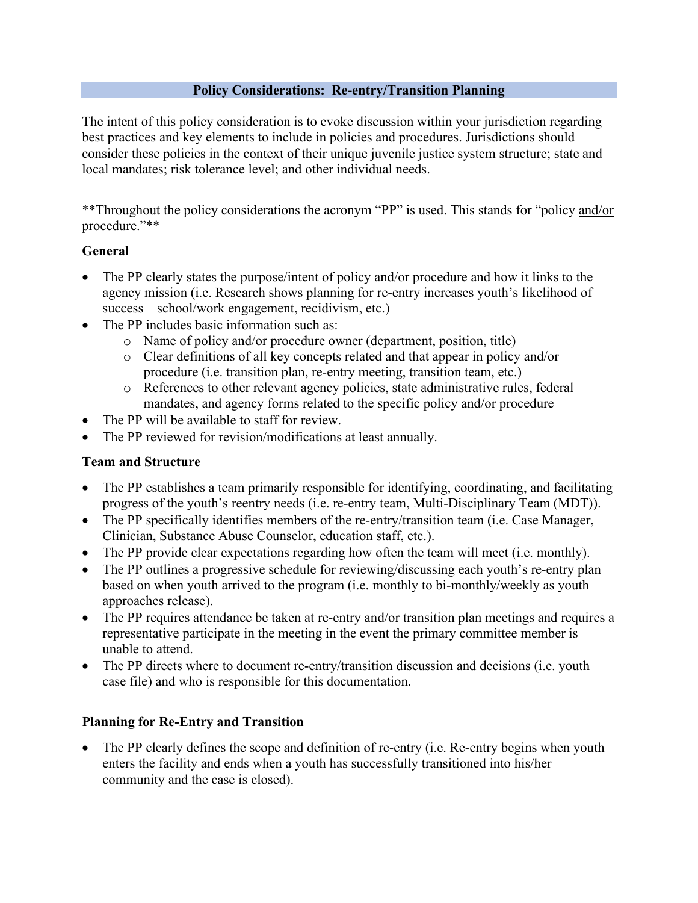## Policy Considerations: Re-entry/Transition Planning

The intent of this policy consideration is to evoke discussion within your jurisdiction regarding best practices and key elements to include in policies and procedures. Jurisdictions should consider these policies in the context of their unique juvenile justice system structure; state and local mandates; risk tolerance level; and other individual needs.

**Throughout the policy considerations the acronym "PP" is used. This stands for "policy and/or procedure."**

### General

- The PP clearly states the purpose/intent of policy and/or procedure and how it links to the agency mission (i.e. Research shows planning for re-entry increases youth's likelihood of success – school/work engagement, recidivism, etc.)
- The PP includes basic information such as:
  - Name of policy and/or procedure owner (department, position, title)
  - Clear definitions of all key concepts related and that appear in policy and/or procedure (i.e. transition plan, re-entry meeting, transition team, etc.)
  - References to other relevant agency policies, state administrative rules, federal mandates, and agency forms related to the specific policy and/or procedure
- The PP will be available to staff for review.
- The PP reviewed for revision/modifications at least annually.

### Team and Structure

- The PP establishes a team primarily responsible for identifying, coordinating, and facilitating progress of the youth's reentry needs (i.e. re-entry team, Multi-Disciplinary Team (MDT)).
- The PP specifically identifies members of the re-entry/transition team (i.e. Case Manager, Clinician, Substance Abuse Counselor, education staff, etc.).
- The PP provide clear expectations regarding how often the team will meet (i.e. monthly).
- The PP outlines a progressive schedule for reviewing/discussing each youth's re-entry plan based on when youth arrived to the program (i.e. monthly to bi-monthly/weekly as youth approaches release).
- The PP requires attendance be taken at re-entry and/or transition plan meetings and requires a representative participate in the meeting in the event the primary committee member is unable to attend.
- The PP directs where to document re-entry/transition discussion and decisions (i.e. youth case file) and who is responsible for this documentation.

### Planning for Re-Entry and Transition

- The PP clearly defines the scope and definition of re-entry (i.e. Re-entry begins when youth enters the facility and ends when a youth has successfully transitioned into his/her community and the case is closed).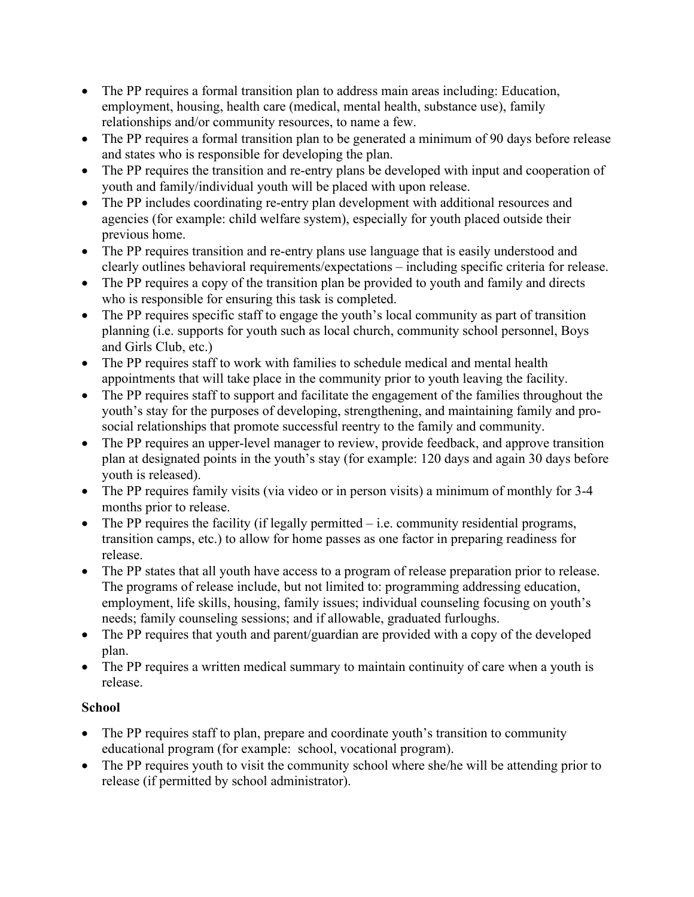- The PP requires a formal transition plan to address main areas including: Education, employment, housing, health care (medical, mental health, substance use), family relationships and/or community resources, to name a few.
- The PP requires a formal transition plan to be generated a minimum of 90 days before release and states who is responsible for developing the plan.
- The PP requires the transition and re-entry plans be developed with input and cooperation of youth and family/individual youth will be placed with upon release.
- The PP includes coordinating re-entry plan development with additional resources and agencies (for example: child welfare system), especially for youth placed outside their previous home.
- The PP requires transition and re-entry plans use language that is easily understood and clearly outlines behavioral requirements/expectations – including specific criteria for release.
- The PP requires a copy of the transition plan be provided to youth and family and directs who is responsible for ensuring this task is completed.
- The PP requires specific staff to engage the youth's local community as part of transition planning (i.e. supports for youth such as local church, community school personnel, Boys and Girls Club, etc.)
- The PP requires staff to work with families to schedule medical and mental health appointments that will take place in the community prior to youth leaving the facility.
- The PP requires staff to support and facilitate the engagement of the families throughout the youth's stay for the purposes of developing, strengthening, and maintaining family and pro-social relationships that promote successful reentry to the family and community.
- The PP requires an upper-level manager to review, provide feedback, and approve transition plan at designated points in the youth's stay (for example: 120 days and again 30 days before youth is released).
- The PP requires family visits (via video or in person visits) a minimum of monthly for 3-4 months prior to release.
- The PP requires the facility (if legally permitted – i.e. community residential programs, transition camps, etc.) to allow for home passes as one factor in preparing readiness for release.
- The PP states that all youth have access to a program of release preparation prior to release. The programs of release include, but not limited to: programming addressing education, employment, life skills, housing, family issues; individual counseling focusing on youth's needs; family counseling sessions; and if allowable, graduated furloughs.
- The PP requires that youth and parent/guardian are provided with a copy of the developed plan.
- The PP requires a written medical summary to maintain continuity of care when a youth is release.

**School**

- The PP requires staff to plan, prepare and coordinate youth's transition to community educational program (for example: school, vocational program).
- The PP requires youth to visit the community school where she/he will be attending prior to release (if permitted by school administrator).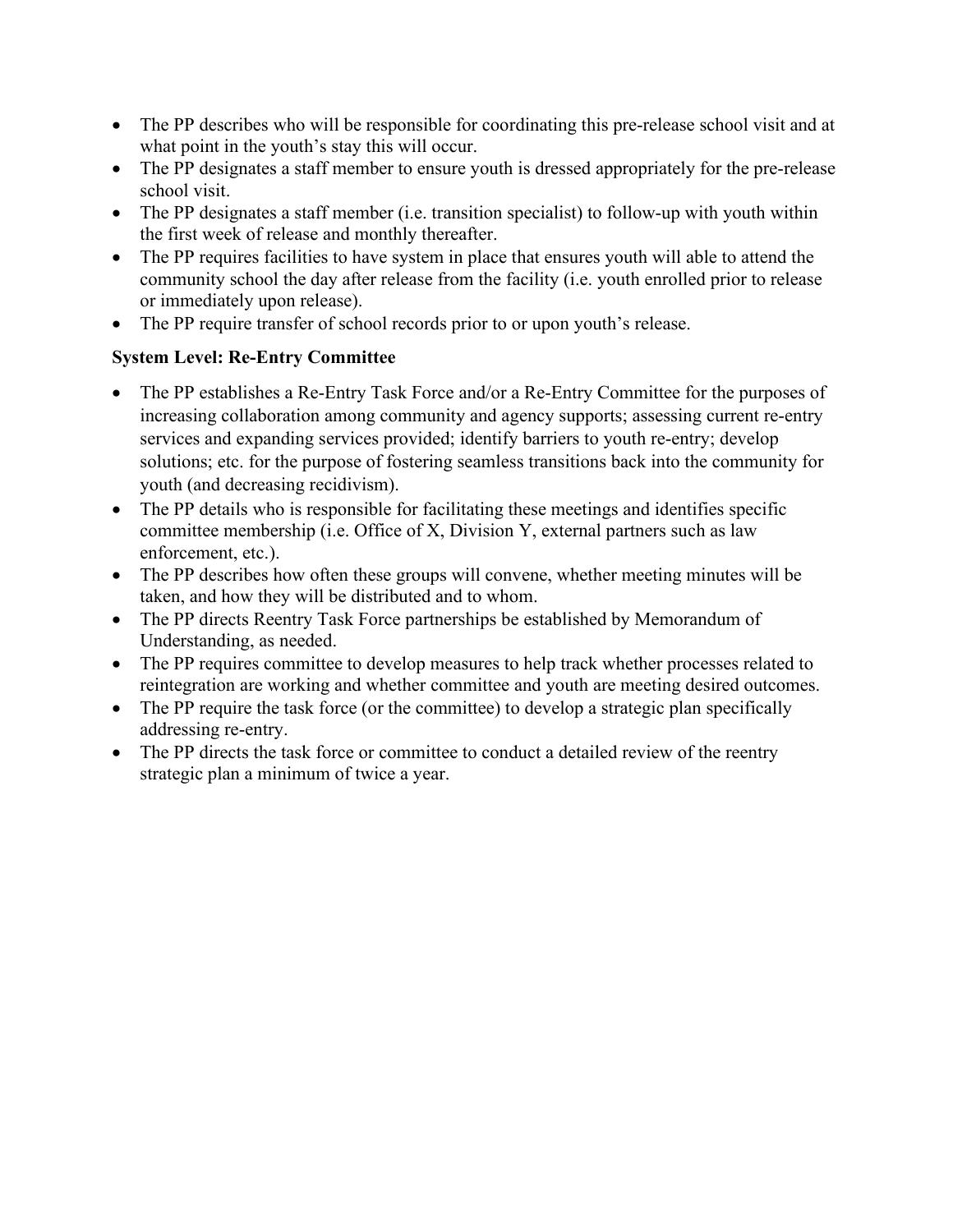- The PP describes who will be responsible for coordinating this pre-release school visit and at what point in the youth's stay this will occur.
- The PP designates a staff member to ensure youth is dressed appropriately for the pre-release school visit.
- The PP designates a staff member (i.e. transition specialist) to follow-up with youth within the first week of release and monthly thereafter.
- The PP requires facilities to have system in place that ensures youth will able to attend the community school the day after release from the facility (i.e. youth enrolled prior to release or immediately upon release).
- The PP require transfer of school records prior to or upon youth's release.

**System Level: Re-Entry Committee**

- The PP establishes a Re-Entry Task Force and/or a Re-Entry Committee for the purposes of increasing collaboration among community and agency supports; assessing current re-entry services and expanding services provided; identify barriers to youth re-entry; develop solutions; etc. for the purpose of fostering seamless transitions back into the community for youth (and decreasing recidivism).
- The PP details who is responsible for facilitating these meetings and identifies specific committee membership (i.e. Office of X, Division Y, external partners such as law enforcement, etc.).
- The PP describes how often these groups will convene, whether meeting minutes will be taken, and how they will be distributed and to whom.
- The PP directs Reentry Task Force partnerships be established by Memorandum of Understanding, as needed.
- The PP requires committee to develop measures to help track whether processes related to reintegration are working and whether committee and youth are meeting desired outcomes.
- The PP require the task force (or the committee) to develop a strategic plan specifically addressing re-entry.
- The PP directs the task force or committee to conduct a detailed review of the reentry strategic plan a minimum of twice a year.